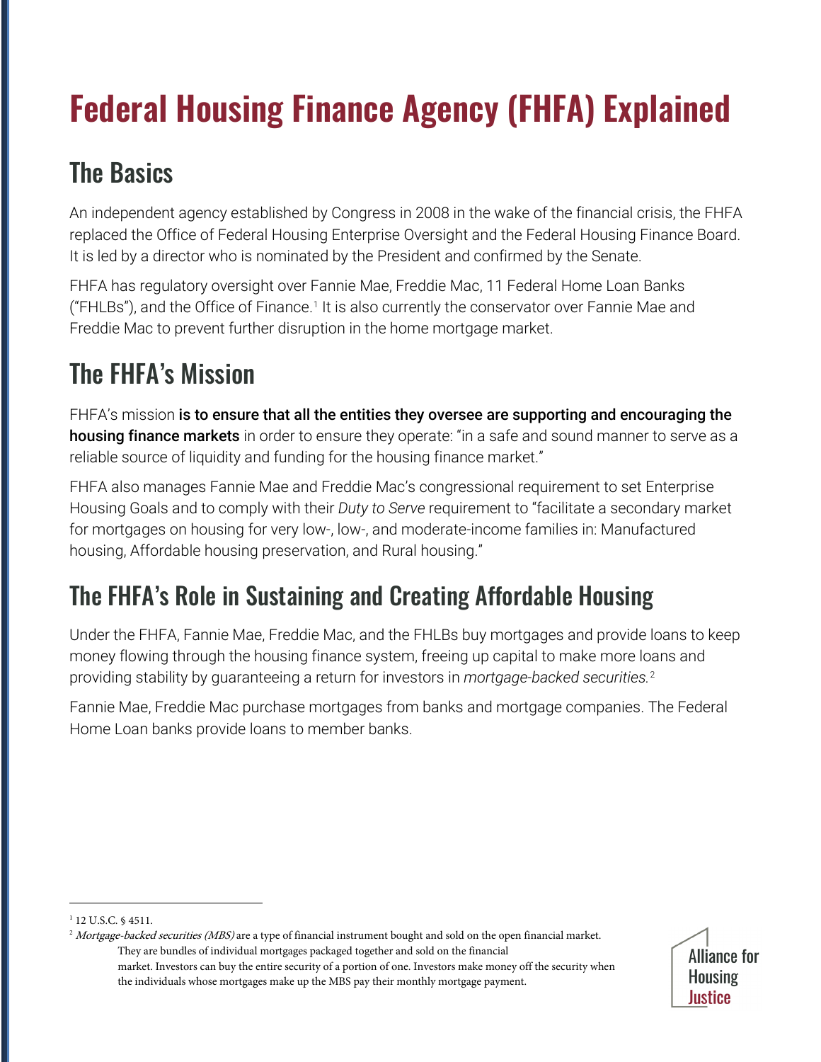# Federal Housing Finance Agency (FHFA) Explained

## The Basics

An independent agency established by Congress in 2008 in the wake of the financial crisis, the FHFA replaced the Office of Federal Housing Enterprise Oversight and the Federal Housing Finance Board. It is led by a director who is nominated by the President and confirmed by the Senate.

FHFA has regulatory oversight over Fannie Mae, Freddie Mac, 11 Federal Home Loan Banks ("FHLBs"), and the Office of Finance.[1] It is also currently the conservator over Fannie Mae and Freddie Mac to prevent further disruption in the home mortgage market.

## The FHFA's Mission

FHFA's mission **is to ensure that all the entities they oversee are supporting and encouraging the housing finance markets** in order to ensure they operate: "in a safe and sound manner to serve as a reliable source of liquidity and funding for the housing finance market."

FHFA also manages Fannie Mae and Freddie Mac's congressional requirement to set Enterprise Housing Goals and to comply with their *Duty to Serve* requirement to "facilitate a secondary market for mortgages on housing for very low-, low-, and moderate-income families in: Manufactured housing, Affordable housing preservation, and Rural housing."

## The FHFA's Role in Sustaining and Creating Affordable Housing

Under the FHFA, Fannie Mae, Freddie Mac, and the FHLBs buy mortgages and provide loans to keep money flowing through the housing finance system, freeing up capital to make more loans and providing stability by guaranteeing a return for investors in *mortgage-backed securities.*[2]

Fannie Mae, Freddie Mac purchase mortgages from banks and mortgage companies. The Federal Home Loan banks provide loans to member banks.

---

[1] 12 U.S.C. § 4511.

[2] *Mortgage-backed securities (MBS)* are a type of financial instrument bought and sold on the open financial market. They are bundles of individual mortgages packaged together and sold on the financial market. Investors can buy the entire security of a portion of one. Investors make money off the security when the individuals whose mortgages make up the MBS pay their monthly mortgage payment.

Alliance for Housing Justice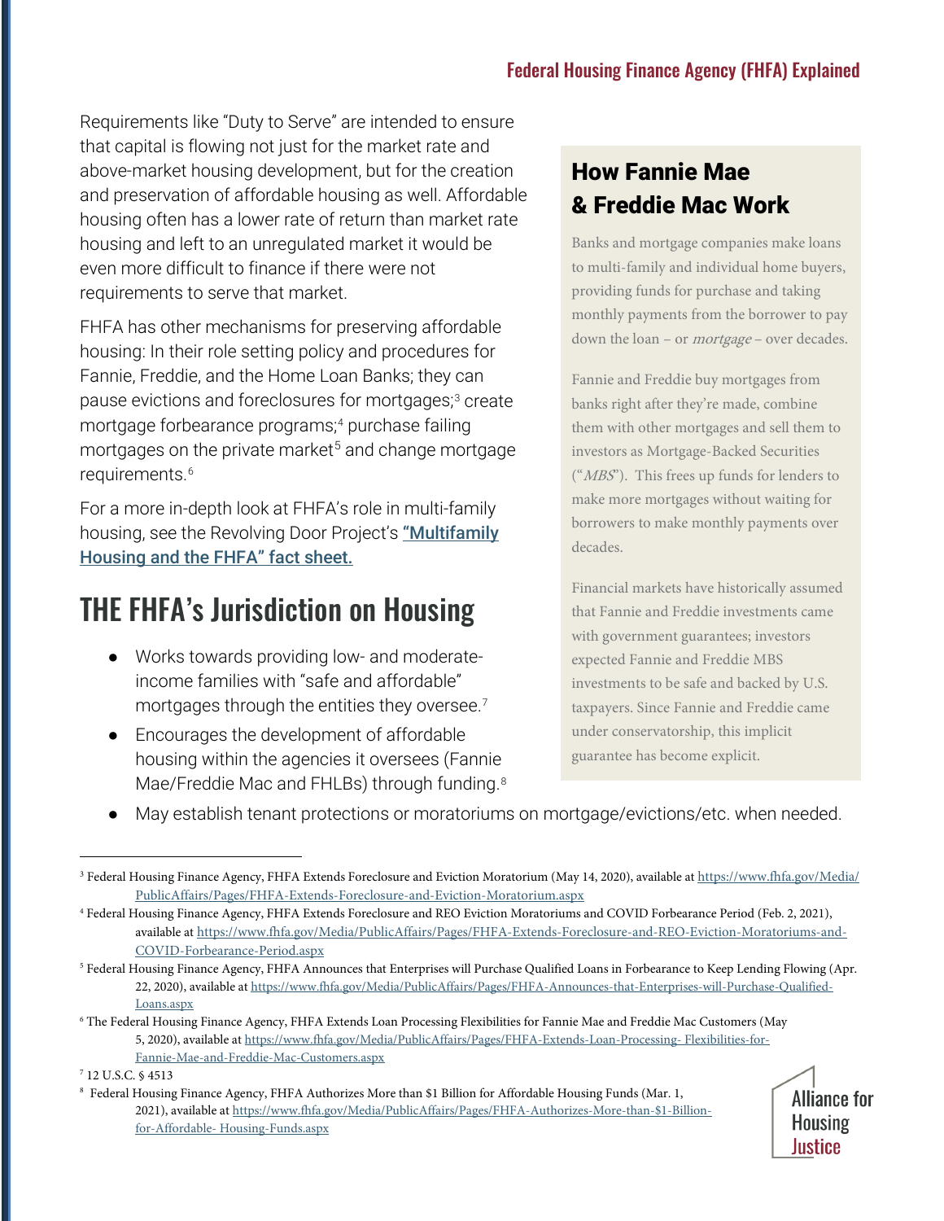Requirements like "Duty to Serve" are intended to ensure that capital is flowing not just for the market rate and above-market housing development, but for the creation and preservation of affordable housing as well. Affordable housing often has a lower rate of return than market rate housing and left to an unregulated market it would be even more difficult to finance if there were not requirements to serve that market.

FHFA has other mechanisms for preserving affordable housing: In their role setting policy and procedures for Fannie, Freddie, and the Home Loan Banks; they can pause evictions and foreclosures for mortgages;[3] create mortgage forbearance programs;[4] purchase failing mortgages on the private market[5] and change mortgage requirements.[6]

For a more in-depth look at FHFA's role in multi-family housing, see the Revolving Door Project's ["Multifamily Housing and the FHFA" fact sheet.]()

## How Fannie Mae & Freddie Mac Work

Banks and mortgage companies make loans to multi-family and individual home buyers, providing funds for purchase and taking monthly payments from the borrower to pay down the loan – or *mortgage* – over decades.

Fannie and Freddie buy mortgages from banks right after they're made, combine them with other mortgages and sell them to investors as Mortgage-Backed Securities ("*MBS*"). This frees up funds for lenders to make more mortgages without waiting for borrowers to make monthly payments over decades.

Financial markets have historically assumed that Fannie and Freddie investments came with government guarantees; investors expected Fannie and Freddie MBS investments to be safe and backed by U.S. taxpayers. Since Fannie and Freddie came under conservatorship, this implicit guarantee has become explicit.

# THE FHFA's Jurisdiction on Housing

- Works towards providing low- and moderate-income families with "safe and affordable" mortgages through the entities they oversee.[7]
- Encourages the development of affordable housing within the agencies it oversees (Fannie Mae/Freddie Mac and FHLBs) through funding.[8]
- May establish tenant protections or moratoriums on mortgage/evictions/etc. when needed.

---

[3] Federal Housing Finance Agency, FHFA Extends Foreclosure and Eviction Moratorium (May 14, 2020), available at https://www.fhfa.gov/Media/PublicAffairs/Pages/FHFA-Extends-Foreclosure-and-Eviction-Moratorium.aspx

[4] Federal Housing Finance Agency, FHFA Extends Foreclosure and REO Eviction Moratoriums and COVID Forbearance Period (Feb. 2, 2021), available at https://www.fhfa.gov/Media/PublicAffairs/Pages/FHFA-Extends-Foreclosure-and-REO-Eviction-Moratoriums-and-COVID-Forbearance-Period.aspx

[5] Federal Housing Finance Agency, FHFA Announces that Enterprises will Purchase Qualified Loans in Forbearance to Keep Lending Flowing (Apr. 22, 2020), available at https://www.fhfa.gov/Media/PublicAffairs/Pages/FHFA-Announces-that-Enterprises-will-Purchase-Qualified-Loans.aspx

[6] The Federal Housing Finance Agency, FHFA Extends Loan Processing Flexibilities for Fannie Mae and Freddie Mac Customers (May 5, 2020), available at https://www.fhfa.gov/Media/PublicAffairs/Pages/FHFA-Extends-Loan-Processing- Flexibilities-for-Fannie-Mae-and-Freddie-Mac-Customers.aspx

[7] 12 U.S.C. § 4513

[8] Federal Housing Finance Agency, FHFA Authorizes More than $1 Billion for Affordable Housing Funds (Mar. 1, 2021), available at https://www.fhfa.gov/Media/PublicAffairs/Pages/FHFA-Authorizes-More-than-$1-Billion-for-Affordable- Housing-Funds.aspx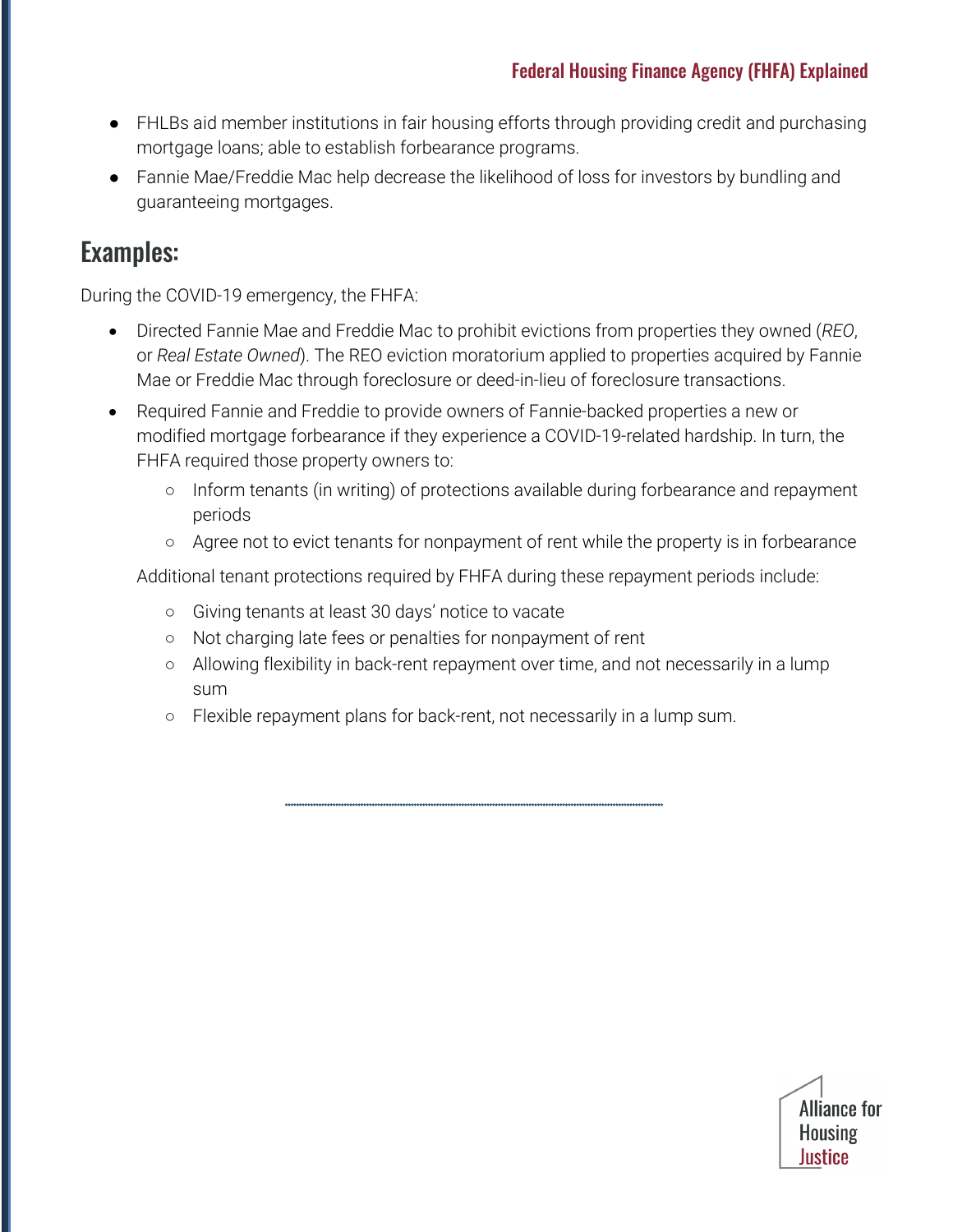- FHLBs aid member institutions in fair housing efforts through providing credit and purchasing mortgage loans; able to establish forbearance programs.
- Fannie Mae/Freddie Mac help decrease the likelihood of loss for investors by bundling and guaranteeing mortgages.

## Examples:

During the COVID-19 emergency, the FHFA:

- Directed Fannie Mae and Freddie Mac to prohibit evictions from properties they owned (*REO*, or *Real Estate Owned*). The REO eviction moratorium applied to properties acquired by Fannie Mae or Freddie Mac through foreclosure or deed-in-lieu of foreclosure transactions.
- Required Fannie and Freddie to provide owners of Fannie-backed properties a new or modified mortgage forbearance if they experience a COVID-19-related hardship. In turn, the FHFA required those property owners to:
    - Inform tenants (in writing) of protections available during forbearance and repayment periods
    - Agree not to evict tenants for nonpayment of rent while the property is in forbearance

  Additional tenant protections required by FHFA during these repayment periods include:

    - Giving tenants at least 30 days' notice to vacate
    - Not charging late fees or penalties for nonpayment of rent
    - Allowing flexibility in back-rent repayment over time, and not necessarily in a lump sum
    - Flexible repayment plans for back-rent, not necessarily in a lump sum.

Alliance for Housing Justice